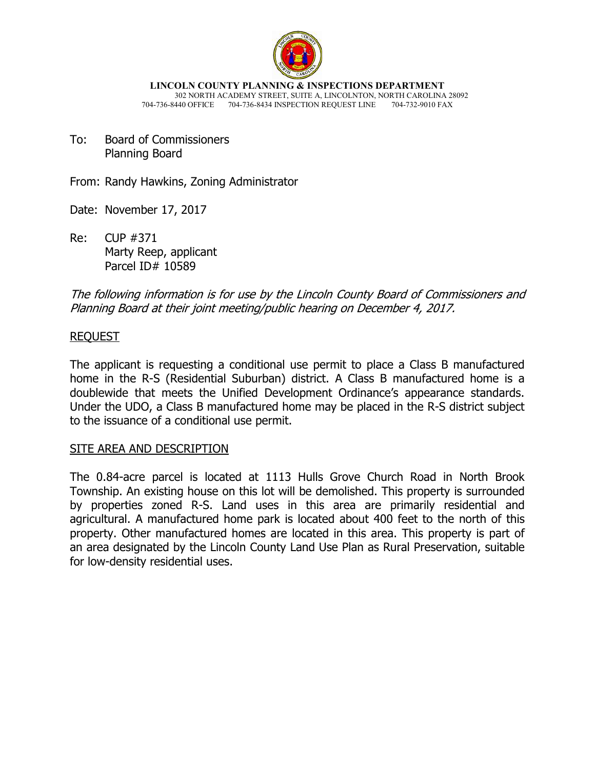**LINCOLN COUNTY PLANNING & INSPECTIONS DEPARTMENT**
302 NORTH ACADEMY STREET, SUITE A, LINCOLNTON, NORTH CAROLINA 28092
704-736-8440 OFFICE 704-736-8434 INSPECTION REQUEST LINE 704-732-9010 FAX

To: Board of Commissioners
Planning Board

From: Randy Hawkins, Zoning Administrator

Date: November 17, 2017

Re: CUP #371
Marty Reep, applicant
Parcel ID# 10589

*The following information is for use by the Lincoln County Board of Commissioners and Planning Board at their joint meeting/public hearing on December 4, 2017.*

## REQUEST

The applicant is requesting a conditional use permit to place a Class B manufactured home in the R-S (Residential Suburban) district. A Class B manufactured home is a doublewide that meets the Unified Development Ordinance's appearance standards. Under the UDO, a Class B manufactured home may be placed in the R-S district subject to the issuance of a conditional use permit.

## SITE AREA AND DESCRIPTION

The 0.84-acre parcel is located at 1113 Hulls Grove Church Road in North Brook Township. An existing house on this lot will be demolished. This property is surrounded by properties zoned R-S. Land uses in this area are primarily residential and agricultural. A manufactured home park is located about 400 feet to the north of this property. Other manufactured homes are located in this area. This property is part of an area designated by the Lincoln County Land Use Plan as Rural Preservation, suitable for low-density residential uses.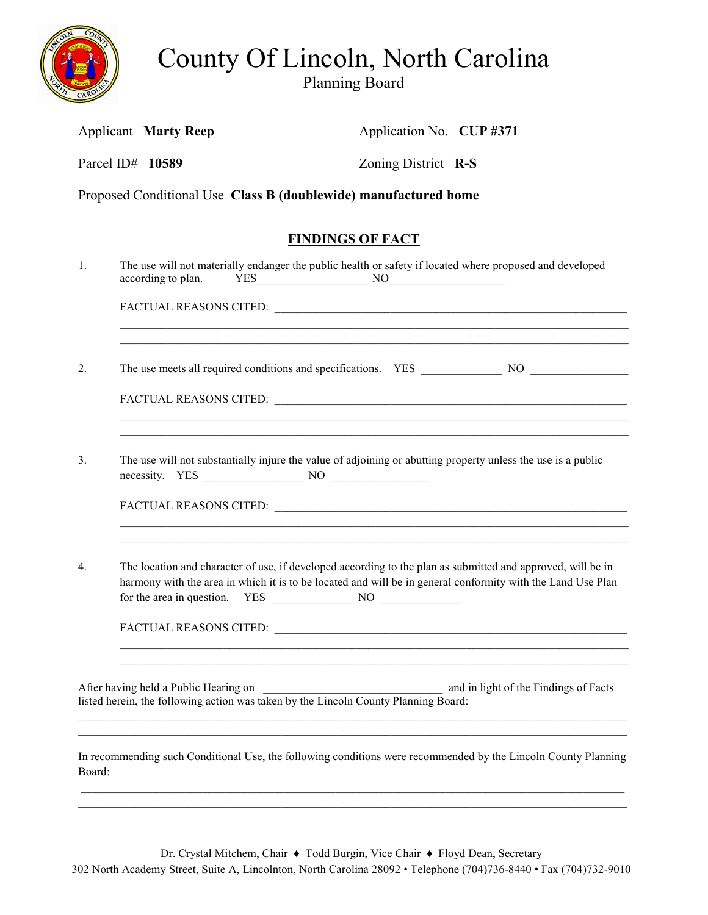# County Of Lincoln, North Carolina

Planning Board

Applicant **Marty Reep** Application No. **CUP #371**

Parcel ID# **10589** Zoning District **R-S**

Proposed Conditional Use **Class B (doublewide) manufactured home**

## FINDINGS OF FACT

1. The use will not materially endanger the public health or safety if located where proposed and developed according to plan. YES\_\_\_\_\_\_\_\_\_\_\_\_\_\_\_\_\_\_\_ NO\_\_\_\_\_\_\_\_\_\_\_\_\_\_\_\_\_\_\_\_

   FACTUAL REASONS CITED: \_\_\_\_\_\_\_\_\_\_\_\_\_\_\_\_\_\_\_\_\_\_\_\_\_\_\_\_\_\_\_\_\_\_\_\_\_\_\_\_\_\_\_\_\_\_\_\_\_\_\_\_\_\_\_\_\_\_\_\_\_\_

2. The use meets all required conditions and specifications. YES \_\_\_\_\_\_\_\_\_\_\_\_\_\_ NO \_\_\_\_\_\_\_\_\_\_\_\_\_\_\_\_\_

   FACTUAL REASONS CITED: \_\_\_\_\_\_\_\_\_\_\_\_\_\_\_\_\_\_\_\_\_\_\_\_\_\_\_\_\_\_\_\_\_\_\_\_\_\_\_\_\_\_\_\_\_\_\_\_\_\_\_\_\_\_\_\_\_\_\_\_\_\_

3. The use will not substantially injure the value of adjoining or abutting property unless the use is a public necessity. YES \_\_\_\_\_\_\_\_\_\_\_\_\_\_\_\_\_ NO \_\_\_\_\_\_\_\_\_\_\_\_\_\_\_\_\_

   FACTUAL REASONS CITED: \_\_\_\_\_\_\_\_\_\_\_\_\_\_\_\_\_\_\_\_\_\_\_\_\_\_\_\_\_\_\_\_\_\_\_\_\_\_\_\_\_\_\_\_\_\_\_\_\_\_\_\_\_\_\_\_\_\_\_\_\_\_

4. The location and character of use, if developed according to the plan as submitted and approved, will be in harmony with the area in which it is to be located and will be in general conformity with the Land Use Plan for the area in question. YES \_\_\_\_\_\_\_\_\_\_\_\_\_\_ NO \_\_\_\_\_\_\_\_\_\_\_\_\_\_

   FACTUAL REASONS CITED: \_\_\_\_\_\_\_\_\_\_\_\_\_\_\_\_\_\_\_\_\_\_\_\_\_\_\_\_\_\_\_\_\_\_\_\_\_\_\_\_\_\_\_\_\_\_\_\_\_\_\_\_\_\_\_\_\_\_\_\_\_\_

After having held a Public Hearing on \_\_\_\_\_\_\_\_\_\_\_\_\_\_\_\_\_\_\_\_\_\_\_\_\_\_\_\_\_\_\_\_ and in light of the Findings of Facts listed herein, the following action was taken by the Lincoln County Planning Board:

\_\_\_\_\_\_\_\_\_\_\_\_\_\_\_\_\_\_\_\_\_\_\_\_\_\_\_\_\_\_\_\_\_\_\_\_\_\_\_\_\_\_\_\_\_\_\_\_\_\_\_\_\_\_\_\_\_\_\_\_\_\_\_\_\_\_\_\_\_\_\_\_\_\_\_\_\_\_\_\_\_\_\_\_\_\_\_\_\_\_

In recommending such Conditional Use, the following conditions were recommended by the Lincoln County Planning Board:

\_\_\_\_\_\_\_\_\_\_\_\_\_\_\_\_\_\_\_\_\_\_\_\_\_\_\_\_\_\_\_\_\_\_\_\_\_\_\_\_\_\_\_\_\_\_\_\_\_\_\_\_\_\_\_\_\_\_\_\_\_\_\_\_\_\_\_\_\_\_\_\_\_\_\_\_\_\_\_\_\_\_\_\_\_\_\_\_\_\_

Dr. Crystal Mitchem, Chair ♦ Todd Burgin, Vice Chair ♦ Floyd Dean, Secretary
302 North Academy Street, Suite A, Lincolnton, North Carolina 28092 • Telephone (704)736-8440 • Fax (704)732-9010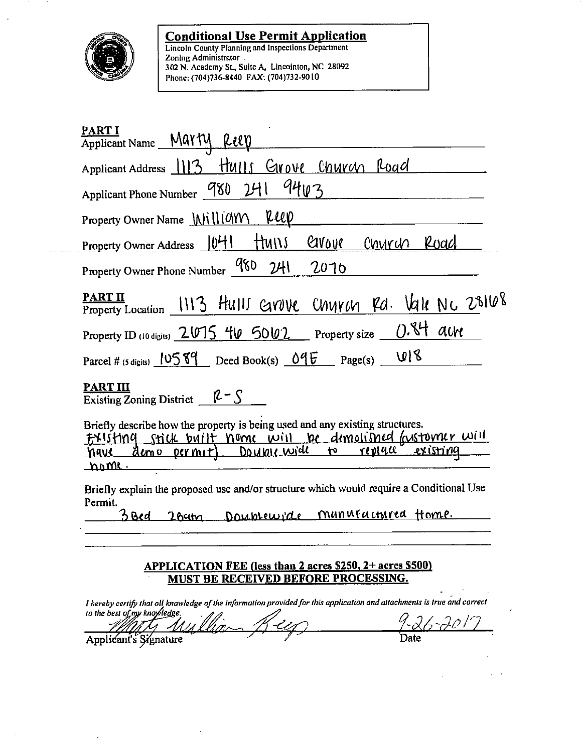**Conditional Use Permit Application**

Lincoln County Planning and Inspections Department
Zoning Administrator .
302 N. Academy St., Suite A, Lincolnton, NC 28092
Phone: (704)736-8440 FAX: (704)732-9010

**PART I**

Applicant Name Marty Reep

Applicant Address 1113 Hulls Grove Church Road

Applicant Phone Number 980 241 9463

Property Owner Name William Reep

Property Owner Address 1041 Hulls Grove Church Road

Property Owner Phone Number 980 241 2070

**PART II**

Property Location 1113 Hulls Grove Church Rd. Vale NC 28168

Property ID (10 digits) 2675 46 5062 Property size 0.84 acre

Parcel # (5 digits) 10589 Deed Book(s) 09E Page(s) 618

**PART III**

Existing Zoning District R-S

Briefly describe how the property is being used and any existing structures.
Existing stick built home will be demolished (customer will have demo permit). Double wide to replace existing home.

Briefly explain the proposed use and/or structure which would require a Conditional Use Permit.
3 Bed 2 Bath Doublewide manufactured Home.

**APPLICATION FEE (less than 2 acres $250, 2+ acres $500)**
**MUST BE RECEIVED BEFORE PROCESSING.**

*I hereby certify that all knowledge of the information provided for this application and attachments is true and correct to the best of my knowledge.*

Marty William Reep — Applicant's Signature

9-26-2017 — Date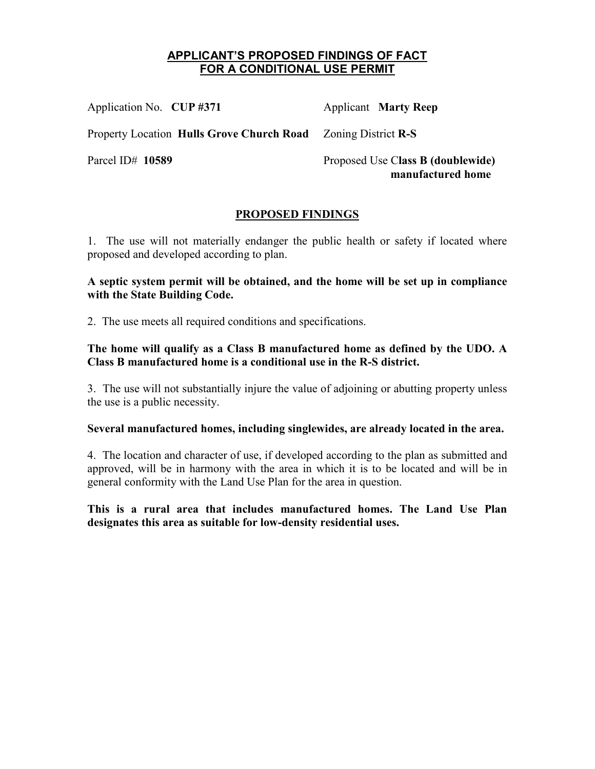## APPLICANT'S PROPOSED FINDINGS OF FACT FOR A CONDITIONAL USE PERMIT

Application No. **CUP #371** Applicant **Marty Reep**

Property Location **Hulls Grove Church Road** Zoning District **R-S**

Parcel ID# **10589** Proposed Use C**lass B (doublewide) manufactured home**

### PROPOSED FINDINGS

1. The use will not materially endanger the public health or safety if located where proposed and developed according to plan.

**A septic system permit will be obtained, and the home will be set up in compliance with the State Building Code.**

2. The use meets all required conditions and specifications.

**The home will qualify as a Class B manufactured home as defined by the UDO. A Class B manufactured home is a conditional use in the R-S district.**

3. The use will not substantially injure the value of adjoining or abutting property unless the use is a public necessity.

**Several manufactured homes, including singlewides, are already located in the area.**

4. The location and character of use, if developed according to the plan as submitted and approved, will be in harmony with the area in which it is to be located and will be in general conformity with the Land Use Plan for the area in question.

**This is a rural area that includes manufactured homes. The Land Use Plan designates this area as suitable for low-density residential uses.**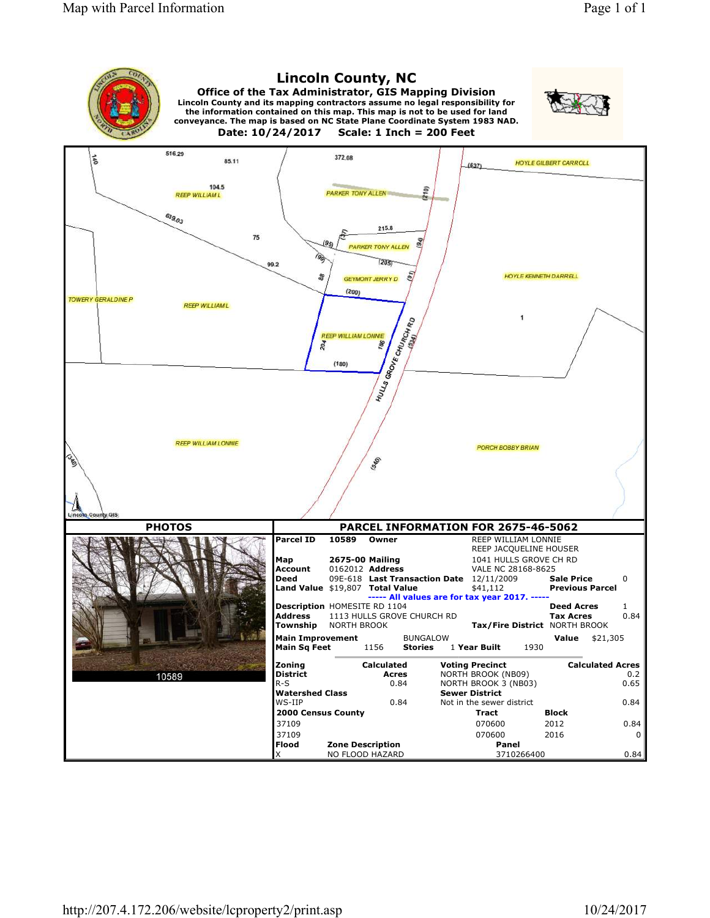# Lincoln County, NC

**Office of the Tax Administrator, GIS Mapping Division**

**Lincoln County and its mapping contractors assume no legal responsibility for the information contained on this map. This map is not to be used for land conveyance. The map is based on NC State Plane Coordinate System 1983 NAD.**

**Date: 10/24/2017 Scale: 1 Inch = 200 Feet**

## PHOTOS

10589

## PARCEL INFORMATION FOR 2675-46-5062

| | | | | | |
|---|---|---|---|---|---|
| **Parcel ID** | 10589 | **Owner** | REEP WILLIAM LONNIE<br>REEP JACQUELINE HOUSER | | |
| **Map** | 2675-00 | **Mailing** | 1041 HULLS GROVE CH RD | | |
| **Account** | 0162012 | **Address** | VALE NC 28168-8625 | | |
| **Deed** | 09E-618 | **Last Transaction Date** | 12/11/2009 | **Sale Price** | 0 |
| **Land Value** | $19,807 | **Total Value** | $41,112 | **Previous Parcel** | |

----- All values are for tax year 2017. -----

| | | | |
|---|---|---|---|
| **Description** | HOMESITE RD 1104 | **Deed Acres** | 1 |
| **Address** | 1113 HULLS GROVE CHURCH RD | **Tax Acres** | 0.84 |
| **Township** | NORTH BROOK | **Tax/Fire District** | NORTH BROOK |

| | | | | | |
|---|---|---|---|---|---|
| **Main Improvement** | BUNGALOW | | | **Value** | $21,305 |
| **Main Sq Feet** | 1156 | **Stories** | 1 | **Year Built** | 1930 |

| **Zoning District** | **Calculated Acres** | **Voting Precinct** | **Calculated Acres** |
|---|---|---|---|
| R-S | 0.84 | NORTH BROOK (NB09) | 0.2 |
| | | NORTH BROOK 3 (NB03) | 0.65 |

| **Watershed Class** | | **Sewer District** | |
|---|---|---|---|
| WS-IIP | 0.84 | Not in the sewer district | 0.84 |

| **2000 Census County** | **Tract** | **Block** | |
|---|---|---|---|
| 37109 | 070600 | 2012 | 0.84 |
| 37109 | 070600 | 2016 | 0 |

| **Flood** | **Zone Description** | **Panel** | |
|---|---|---|---|
| X | NO FLOOD HAZARD | 3710266400 | 0.84 |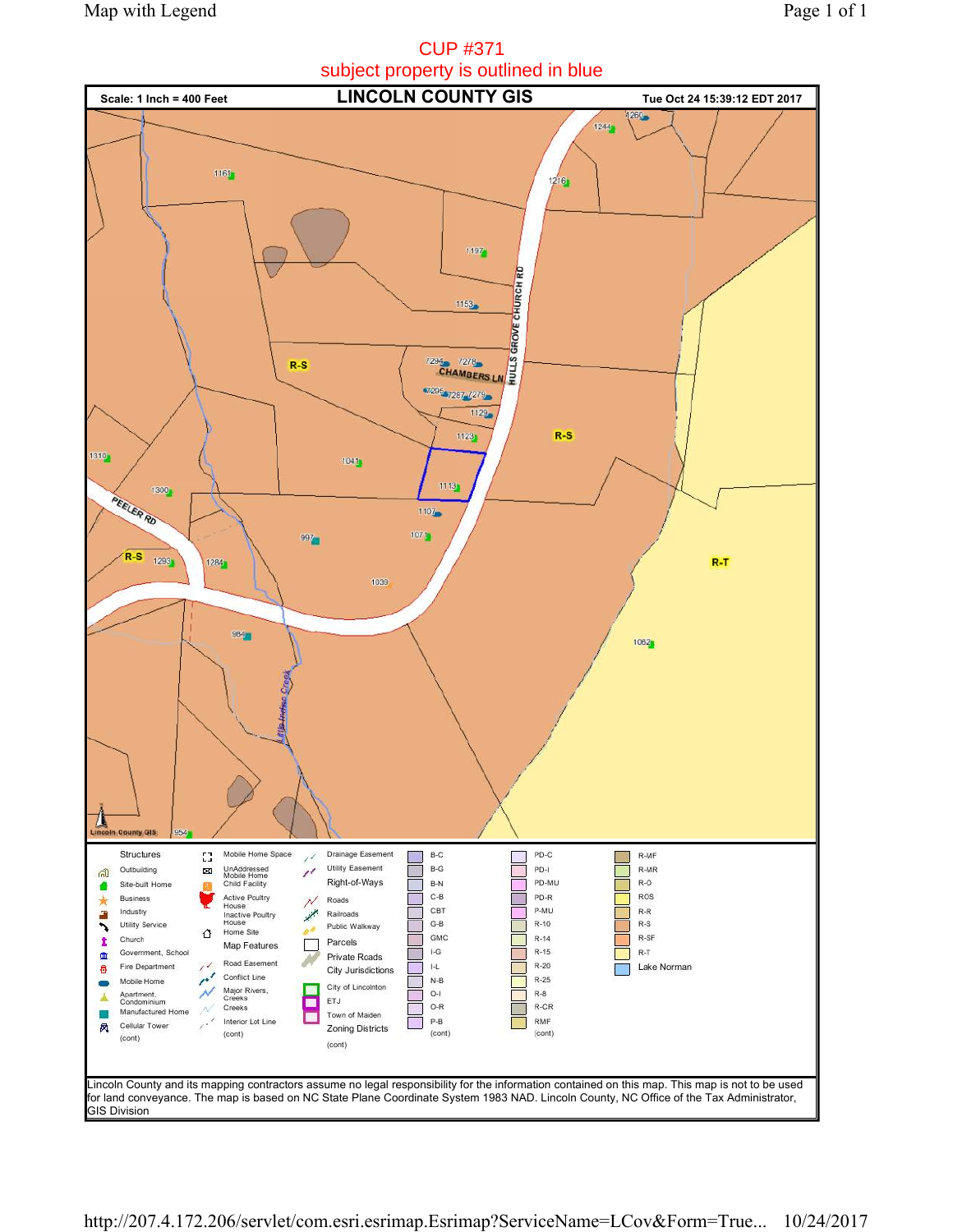CUP #371

subject property is outlined in blue

**Scale: 1 Inch = 400 Feet** | **LINCOLN COUNTY GIS** | **Tue Oct 24 15:39:12 EDT 2017**

1260, 1244, 1161, 1216, 1197, HULLS GROVE CHURCH RD, 1153, R-S, 7294, 7278, CHAMBERS LN, 7295, 7287, 7279, 1129, 1123, R-S, 1310, 1041, 1300, 1113, PEELER RD, 1107, 997, 1071, R-S, 1293, 1284, R-T, 1039, 984, 1062, Little Indian Creek, Lincoln County GIS, 954

| Structures | Map Features | Zoning Districts | | |
|---|---|---|---|---|
| Outbuilding | Mobile Home Space | Drainage Easement | B-C | PD-C | R-MF |
| Site-built Home | UnAddressed Mobile Home | Utility Easement | B-G | PD-I | R-MR |
| Business | Child Facility | Right-of-Ways | B-N | PD-MU | R-O |
| Industry | Active Poultry House | Roads | C-B | PD-R | ROS |
| Utility Service | Inactive Poultry House | Railroads | CBT | P-MU | R-R |
| Church | Home Site | Public Walkway | G-B | R-10 | R-S |
| Government, School | Road Easement | Parcels | GMC | R-14 | R-SF |
| Fire Department | Conflict Line | Private Roads | I-G | R-15 | R-T |
| Mobile Home | Major Rivers, Creeks | City Jurisdictions | I-L | R-20 | Lake Norman |
| Apartment, Condominium | Creeks | City of Lincolnton | N-B | R-25 | |
| Manufactured Home | Interior Lot Line | ETJ | O-I | R-8 | |
| Cellular Tower | (cont) | Town of Maiden | O-R | R-CR | |
| (cont) | | (cont) | P-B | RMF | |
| | | | (cont) | (cont) | |

Lincoln County and its mapping contractors assume no legal responsibility for the information contained on this map. This map is not to be used for land conveyance. The map is based on NC State Plane Coordinate System 1983 NAD. Lincoln County, NC Office of the Tax Administrator, GIS Division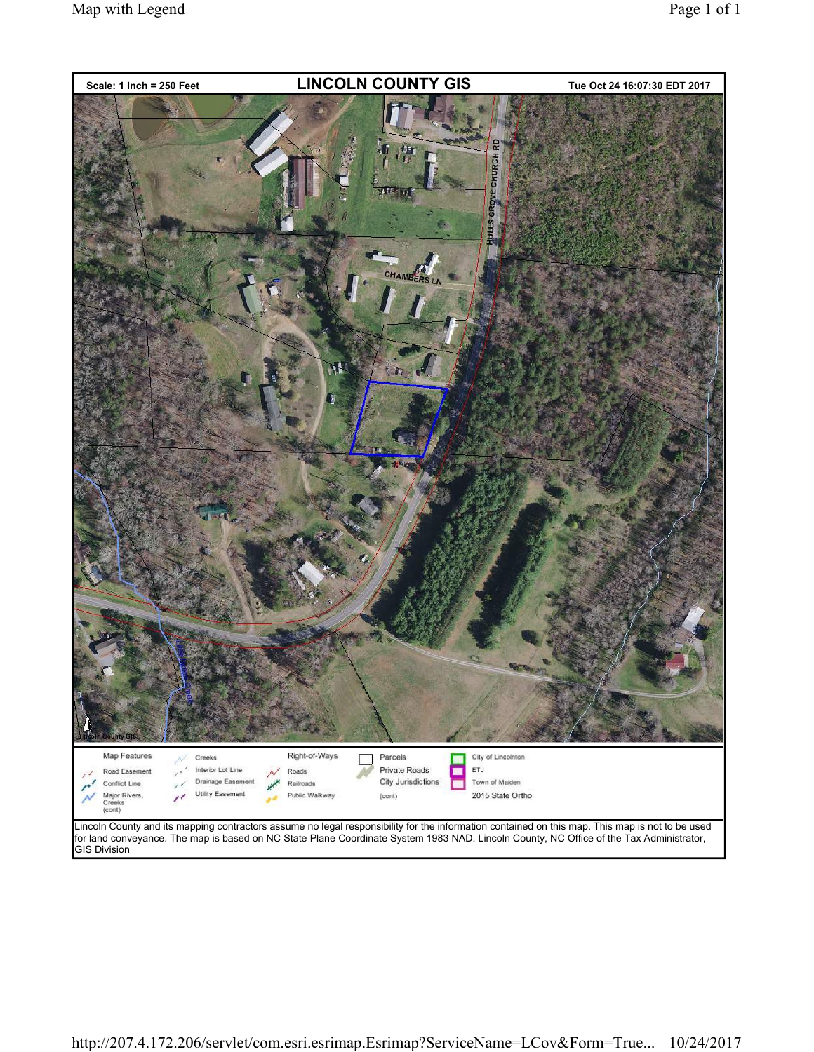Scale: 1 Inch = 250 Feet

# LINCOLN COUNTY GIS

Tue Oct 24 16:07:30 EDT 2017

HULLS GROVE CHURCH RD

CHAMBERS LN

Lincoln County GIS

Map Features
Road Easement
Conflict Line
Major Rivers, Creeks (cont)

Creeks
Interior Lot Line
Drainage Easement
Utility Easement

Right-of-Ways
Roads
Railroads
Public Walkway

Parcels
Private Roads
City Jurisdictions (cont)

City of Lincolnton
ETJ
Town of Maiden
2015 State Ortho

Lincoln County and its mapping contractors assume no legal responsibility for the information contained on this map. This map is not to be used for land conveyance. The map is based on NC State Plane Coordinate System 1983 NAD. Lincoln County, NC Office of the Tax Administrator, GIS Division